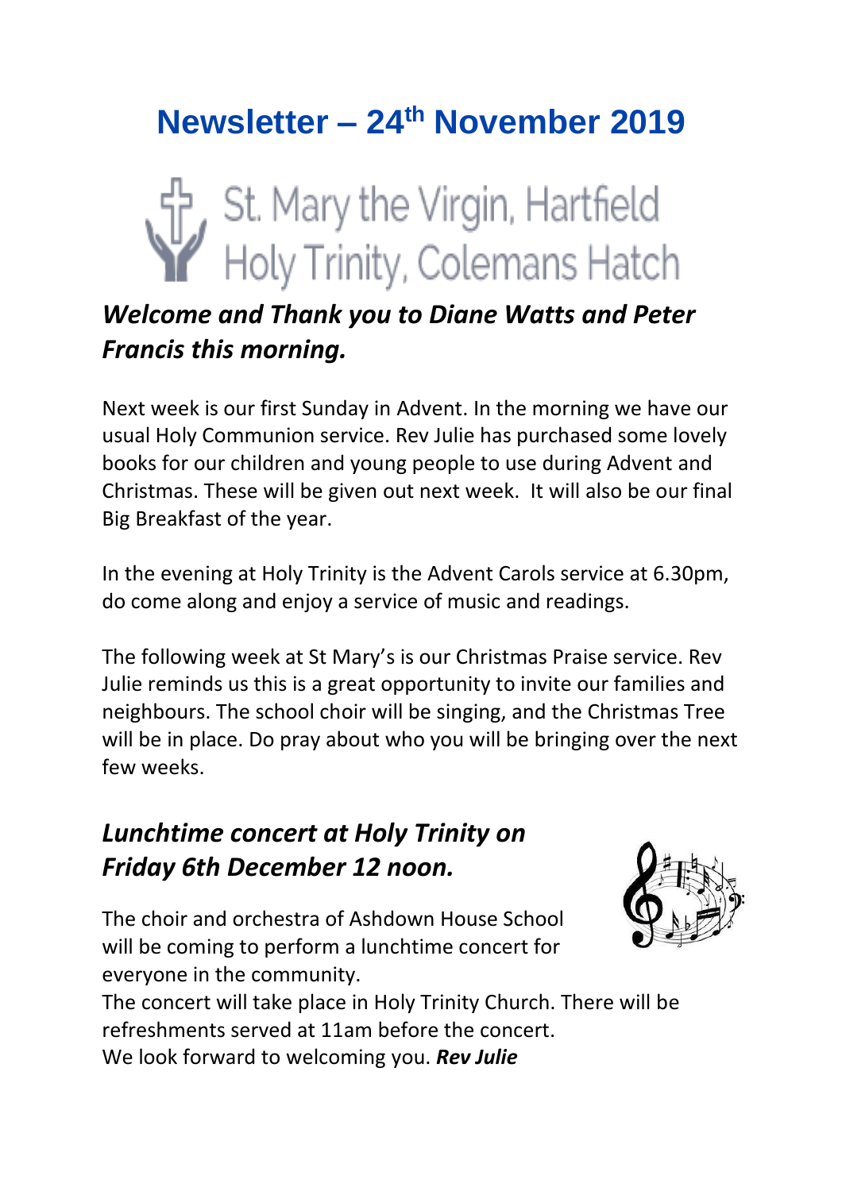# Newsletter – 24th November 2019

St. Mary the Virgin, Hartfield
Holy Trinity, Colemans Hatch

## *Welcome and Thank you to Diane Watts and Peter Francis this morning.*

Next week is our first Sunday in Advent. In the morning we have our usual Holy Communion service. Rev Julie has purchased some lovely books for our children and young people to use during Advent and Christmas. These will be given out next week. It will also be our final Big Breakfast of the year.

In the evening at Holy Trinity is the Advent Carols service at 6.30pm, do come along and enjoy a service of music and readings.

The following week at St Mary's is our Christmas Praise service. Rev Julie reminds us this is a great opportunity to invite our families and neighbours. The school choir will be singing, and the Christmas Tree will be in place. Do pray about who you will be bringing over the next few weeks.

## *Lunchtime concert at Holy Trinity on Friday 6th December 12 noon.*

The choir and orchestra of Ashdown House School will be coming to perform a lunchtime concert for everyone in the community.
The concert will take place in Holy Trinity Church. There will be refreshments served at 11am before the concert.
We look forward to welcoming you. ***Rev Julie***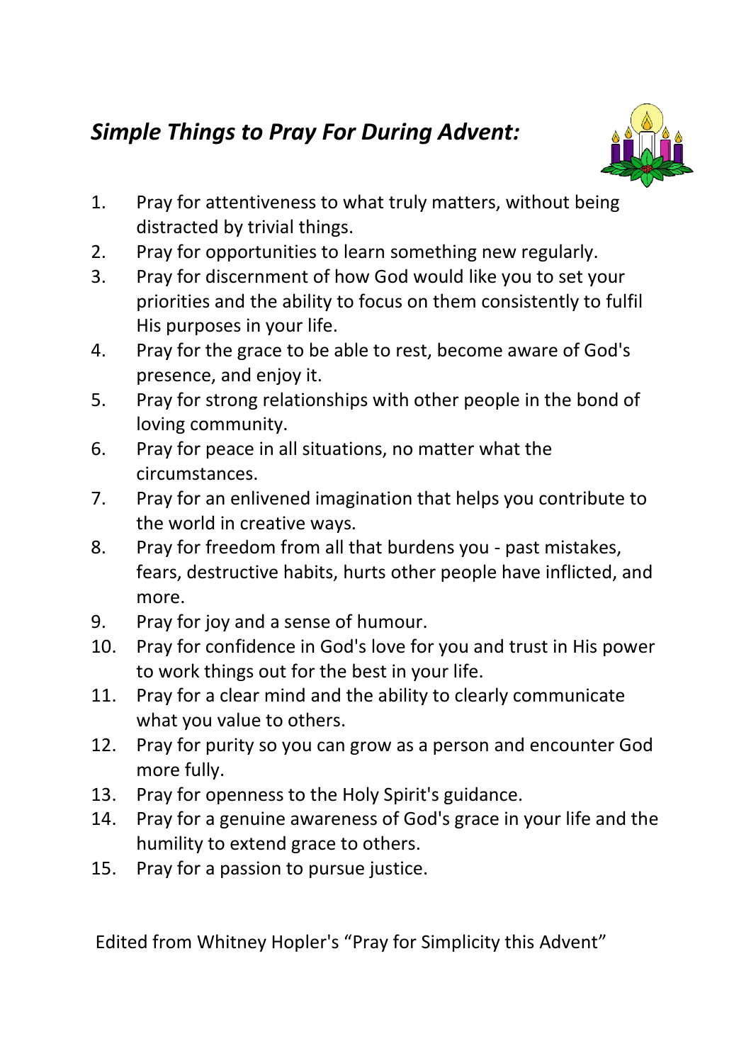# *Simple Things to Pray For During Advent:*

1. Pray for attentiveness to what truly matters, without being distracted by trivial things.
2. Pray for opportunities to learn something new regularly.
3. Pray for discernment of how God would like you to set your priorities and the ability to focus on them consistently to fulfil His purposes in your life.
4. Pray for the grace to be able to rest, become aware of God's presence, and enjoy it.
5. Pray for strong relationships with other people in the bond of loving community.
6. Pray for peace in all situations, no matter what the circumstances.
7. Pray for an enlivened imagination that helps you contribute to the world in creative ways.
8. Pray for freedom from all that burdens you - past mistakes, fears, destructive habits, hurts other people have inflicted, and more.
9. Pray for joy and a sense of humour.
10. Pray for confidence in God's love for you and trust in His power to work things out for the best in your life.
11. Pray for a clear mind and the ability to clearly communicate what you value to others.
12. Pray for purity so you can grow as a person and encounter God more fully.
13. Pray for openness to the Holy Spirit's guidance.
14. Pray for a genuine awareness of God's grace in your life and the humility to extend grace to others.
15. Pray for a passion to pursue justice.

Edited from Whitney Hopler's “Pray for Simplicity this Advent”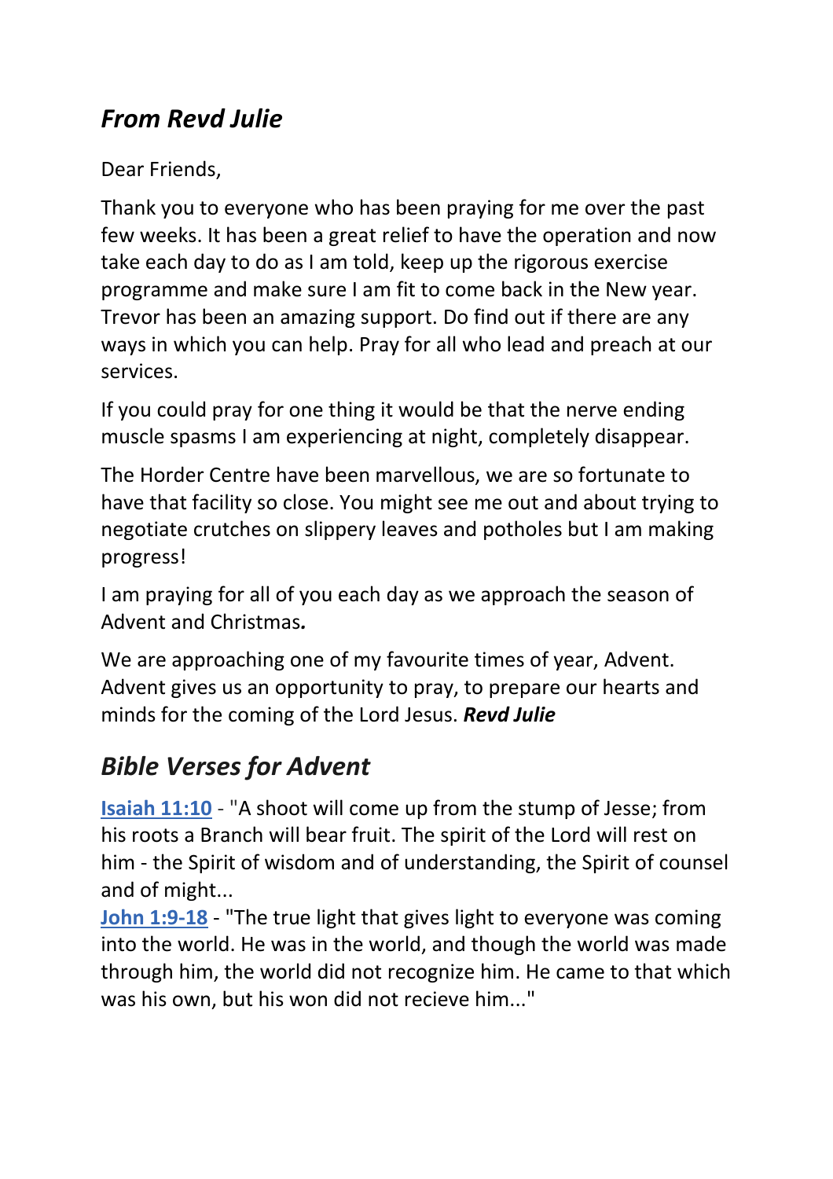## *From Revd Julie*

Dear Friends,

Thank you to everyone who has been praying for me over the past few weeks. It has been a great relief to have the operation and now take each day to do as I am told, keep up the rigorous exercise programme and make sure I am fit to come back in the New year. Trevor has been an amazing support. Do find out if there are any ways in which you can help. Pray for all who lead and preach at our services.

If you could pray for one thing it would be that the nerve ending muscle spasms I am experiencing at night, completely disappear.

The Horder Centre have been marvellous, we are so fortunate to have that facility so close. You might see me out and about trying to negotiate crutches on slippery leaves and potholes but I am making progress!

I am praying for all of you each day as we approach the season of Advent and Christmas*.*

We are approaching one of my favourite times of year, Advent. Advent gives us an opportunity to pray, to prepare our hearts and minds for the coming of the Lord Jesus. ***Revd Julie***

## *Bible Verses for Advent*

**Isaiah 11:10** - "A shoot will come up from the stump of Jesse; from his roots a Branch will bear fruit. The spirit of the Lord will rest on him - the Spirit of wisdom and of understanding, the Spirit of counsel and of might...

**John 1:9-18** - "The true light that gives light to everyone was coming into the world. He was in the world, and though the world was made through him, the world did not recognize him. He came to that which was his own, but his won did not recieve him..."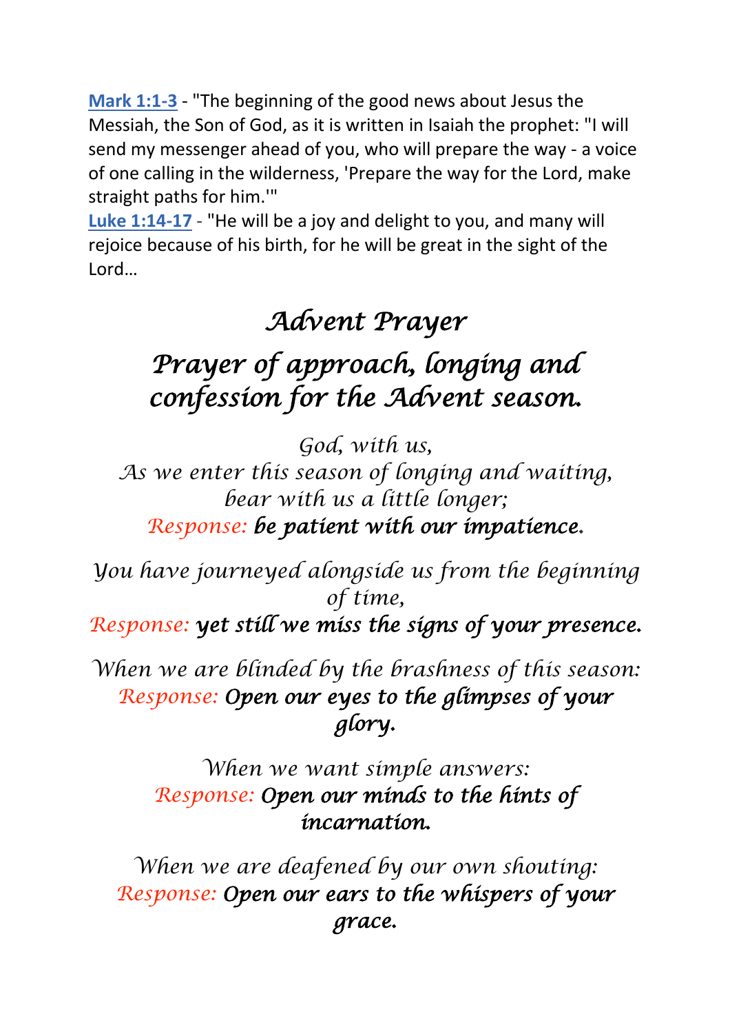**[Mark 1:1-3](#)** - "The beginning of the good news about Jesus the Messiah, the Son of God, as it is written in Isaiah the prophet: "I will send my messenger ahead of you, who will prepare the way - a voice of one calling in the wilderness, 'Prepare the way for the Lord, make straight paths for him.'"
**[Luke 1:14-17](#)** - "He will be a joy and delight to you, and many will rejoice because of his birth, for he will be great in the sight of the Lord…

# *Advent Prayer*

## *Prayer of approach, longing and confession for the Advent season.*

*God, with us,*
*As we enter this season of longing and waiting,*
*bear with us a little longer;*
*Response:* ***be patient with our impatience.***

*You have journeyed alongside us from the beginning of time,*
*Response:* ***yet still we miss the signs of your presence.***

*When we are blinded by the brashness of this season:*
*Response:* ***Open our eyes to the glimpses of your glory.***

*When we want simple answers:*
*Response:* ***Open our minds to the hints of incarnation.***

*When we are deafened by our own shouting:*
*Response:* ***Open our ears to the whispers of your grace.***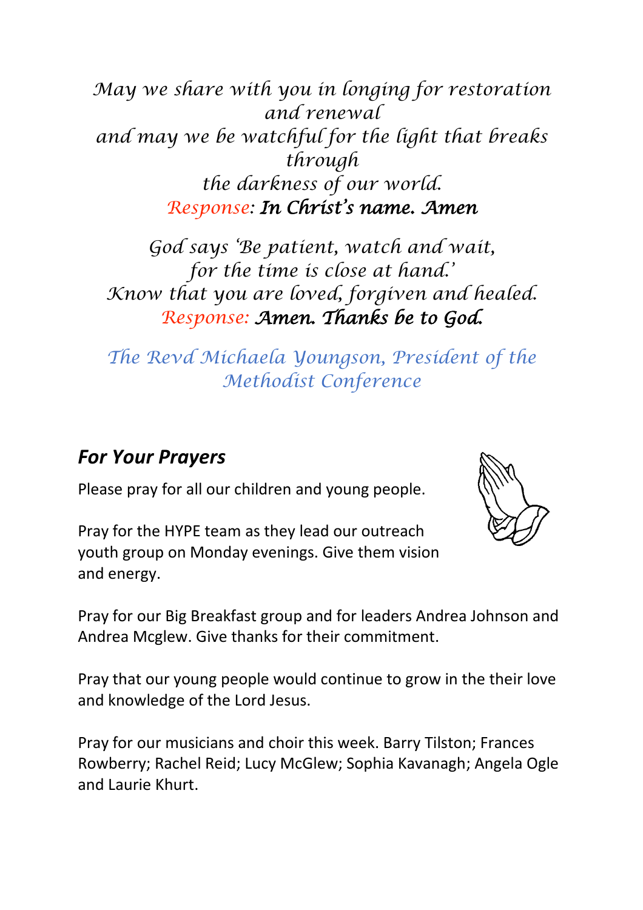*May we share with you in longing for restoration and renewal*
*and may we be watchful for the light that breaks through*
*the darkness of our world.*
*Response:* ***In Christ's name. Amen***

*God says 'Be patient, watch and wait,*
*for the time is close at hand.'*
*Know that you are loved, forgiven and healed.*
*Response:* ***Amen. Thanks be to God.***

*The Revd Michaela Youngson, President of the Methodist Conference*

## *For Your Prayers*

Please pray for all our children and young people.

Pray for the HYPE team as they lead our outreach youth group on Monday evenings. Give them vision and energy.

Pray for our Big Breakfast group and for leaders Andrea Johnson and Andrea Mcglew. Give thanks for their commitment.

Pray that our young people would continue to grow in the their love and knowledge of the Lord Jesus.

Pray for our musicians and choir this week. Barry Tilston; Frances Rowberry; Rachel Reid; Lucy McGlew; Sophia Kavanagh; Angela Ogle and Laurie Khurt.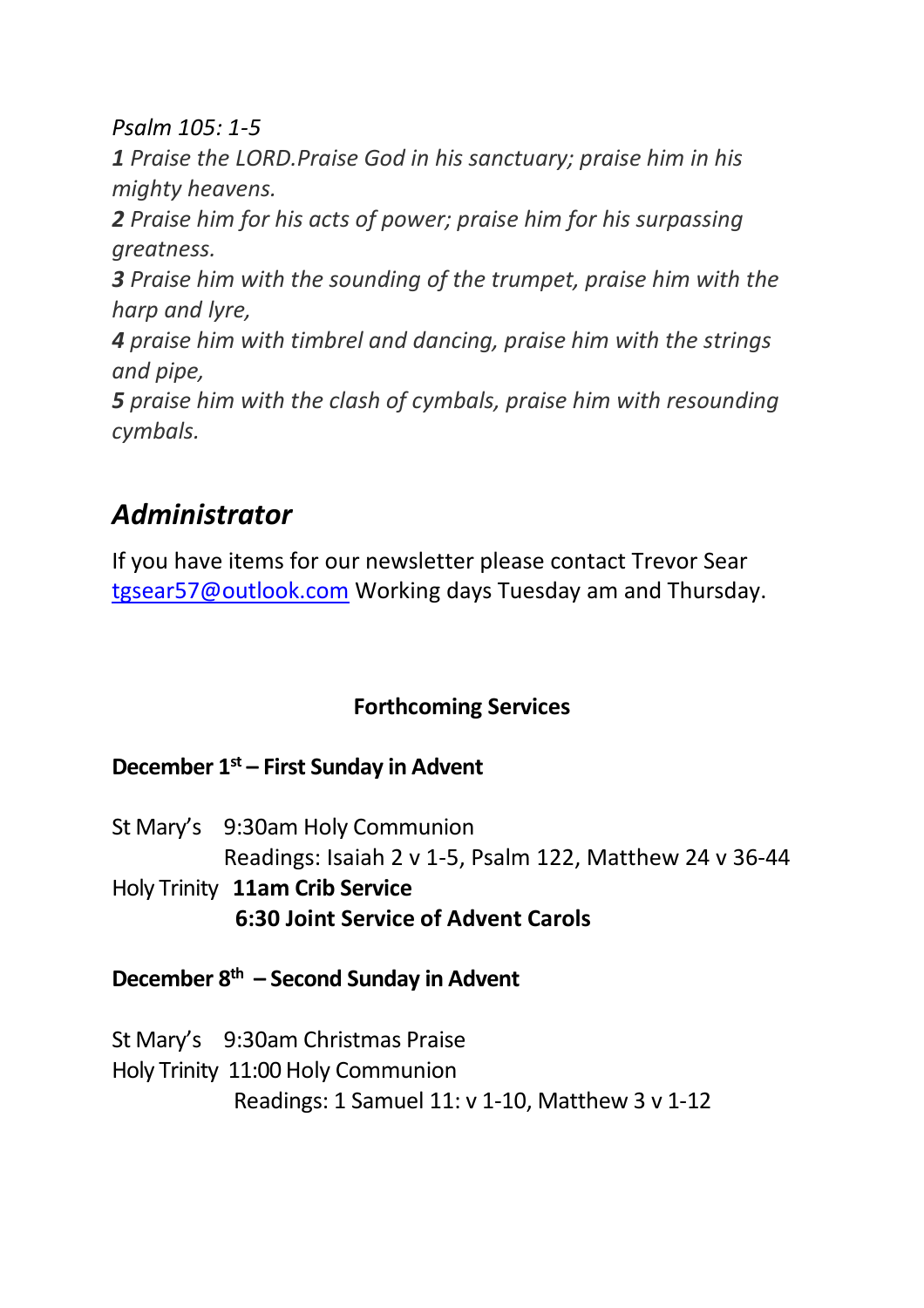*Psalm 105: 1-5*

***1*** *Praise the LORD.Praise God in his sanctuary; praise him in his mighty heavens.*

***2*** *Praise him for his acts of power; praise him for his surpassing greatness.*

***3*** *Praise him with the sounding of the trumpet, praise him with the harp and lyre,*

***4*** *praise him with timbrel and dancing, praise him with the strings and pipe,*

***5*** *praise him with the clash of cymbals, praise him with resounding cymbals.*

## *Administrator*

If you have items for our newsletter please contact Trevor Sear tgsear57@outlook.com Working days Tuesday am and Thursday.

**Forthcoming Services**

**December 1st – First Sunday in Advent**

St Mary's 9:30am Holy Communion
Readings: Isaiah 2 v 1-5, Psalm 122, Matthew 24 v 36-44
Holy Trinity **11am Crib Service**
**6:30 Joint Service of Advent Carols**

**December 8th – Second Sunday in Advent**

St Mary's 9:30am Christmas Praise
Holy Trinity 11:00 Holy Communion
Readings: 1 Samuel 11: v 1-10, Matthew 3 v 1-12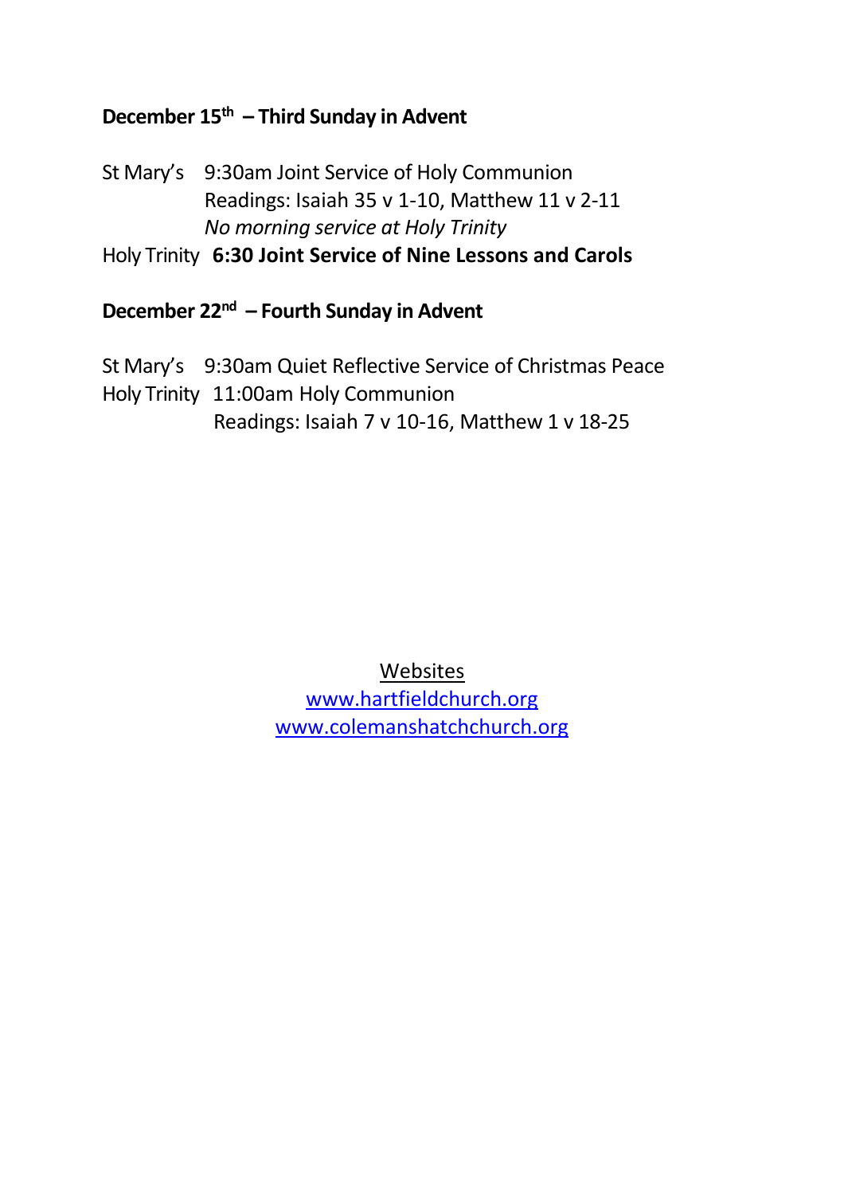**December 15th – Third Sunday in Advent**

St Mary's 9:30am Joint Service of Holy Communion
Readings: Isaiah 35 v 1-10, Matthew 11 v 2-11
*No morning service at Holy Trinity*

Holy Trinity **6:30 Joint Service of Nine Lessons and Carols**

**December 22nd – Fourth Sunday in Advent**

St Mary's 9:30am Quiet Reflective Service of Christmas Peace

Holy Trinity 11:00am Holy Communion
Readings: Isaiah 7 v 10-16, Matthew 1 v 18-25

Websites
[www.hartfieldchurch.org](http://www.hartfieldchurch.org)
[www.colemanshatchchurch.org](http://www.colemanshatchchurch.org)